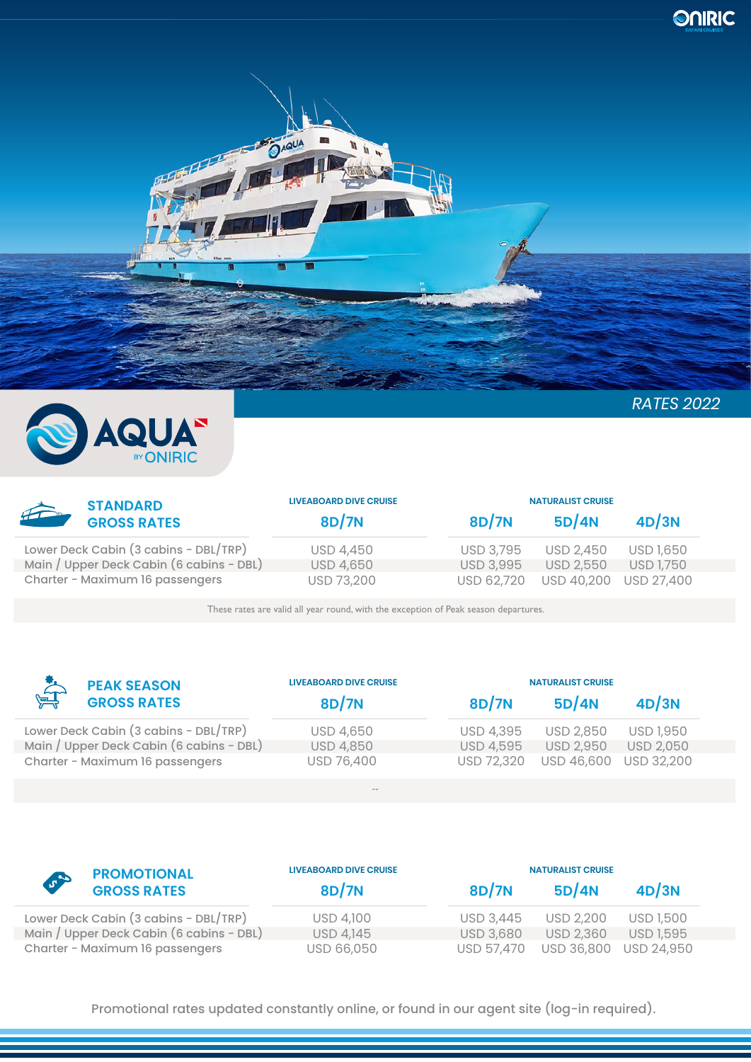# AQUA BY ONIRIC

*RATES 2022*

## STANDARD GROSS RATES

| | LIVEABOARD DIVE CRUISE | NATURALIST CRUISE | | |
|---|---|---|---|---|
| | 8D/7N | 8D/7N | 5D/4N | 4D/3N |
| Lower Deck Cabin (3 cabins - DBL/TRP) | USD 4,450 | USD 3,795 | USD 2,450 | USD 1,650 |
| Main / Upper Deck Cabin (6 cabins - DBL) | USD 4,650 | USD 3,995 | USD 2,550 | USD 1,750 |
| Charter - Maximum 16 passengers | USD 73,200 | USD 62,720 | USD 40,200 | USD 27,400 |

These rates are valid all year round, with the exception of Peak season departures.

## PEAK SEASON GROSS RATES

| | LIVEABOARD DIVE CRUISE | NATURALIST CRUISE | | |
|---|---|---|---|---|
| | 8D/7N | 8D/7N | 5D/4N | 4D/3N |
| Lower Deck Cabin (3 cabins - DBL/TRP) | USD 4,650 | USD 4,395 | USD 2,850 | USD 1,950 |
| Main / Upper Deck Cabin (6 cabins - DBL) | USD 4,850 | USD 4,595 | USD 2,950 | USD 2,050 |
| Charter - Maximum 16 passengers | USD 76,400 | USD 72,320 | USD 46,600 | USD 32,200 |

--

## PROMOTIONAL GROSS RATES

| | LIVEABOARD DIVE CRUISE | NATURALIST CRUISE | | |
|---|---|---|---|---|
| | 8D/7N | 8D/7N | 5D/4N | 4D/3N |
| Lower Deck Cabin (3 cabins - DBL/TRP) | USD 4,100 | USD 3,445 | USD 2,200 | USD 1,500 |
| Main / Upper Deck Cabin (6 cabins - DBL) | USD 4,145 | USD 3,680 | USD 2,360 | USD 1,595 |
| Charter - Maximum 16 passengers | USD 66,050 | USD 57,470 | USD 36,800 | USD 24,950 |

Promotional rates updated constantly online, or found in our agent site (log-in required).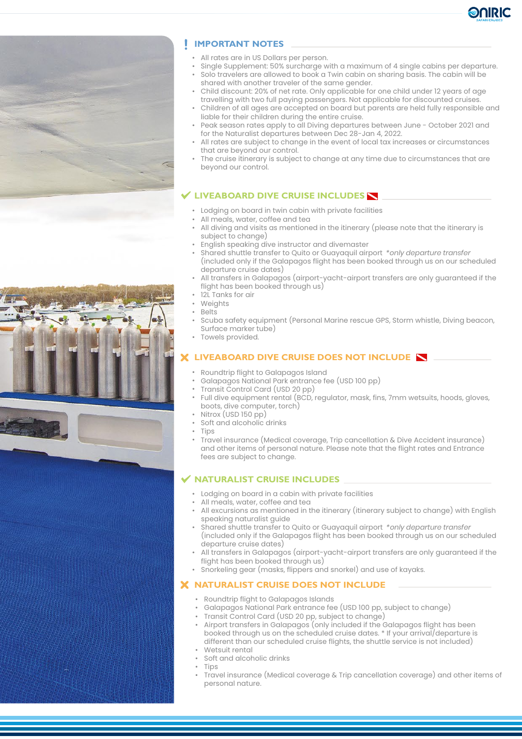## IMPORTANT NOTES

- All rates are in US Dollars per person.
- Single Supplement: 50% surcharge with a maximum of 4 single cabins per departure.
- Solo travelers are allowed to book a Twin cabin on sharing basis. The cabin will be shared with another traveler of the same gender.
- Child discount: 20% of net rate. Only applicable for one child under 12 years of age travelling with two full paying passengers. Not applicable for discounted cruises.
- Children of all ages are accepted on board but parents are held fully responsible and liable for their children during the entire cruise.
- Peak season rates apply to all Diving departures between June - October 2021 and for the Naturalist departures between Dec 28-Jan 4, 2022.
- All rates are subject to change in the event of local tax increases or circumstances that are beyond our control.
- The cruise itinerary is subject to change at any time due to circumstances that are beyond our control.

## LIVEABOARD DIVE CRUISE INCLUDES

- Lodging on board in twin cabin with private facilities
- All meals, water, coffee and tea
- All diving and visits as mentioned in the itinerary (please note that the itinerary is subject to change)
- English speaking dive instructor and divemaster
- Shared shuttle transfer to Quito or Guayaquil airport *\*only departure transfer* (included only if the Galapagos flight has been booked through us on our scheduled departure cruise dates)
- All transfers in Galapagos (airport-yacht-airport transfers are only guaranteed if the flight has been booked through us)
- 12L Tanks for air
- Weights
- Belts
- Scuba safety equipment (Personal Marine rescue GPS, Storm whistle, Diving beacon, Surface marker tube)
- Towels provided.

## LIVEABOARD DIVE CRUISE DOES NOT INCLUDE

- Roundtrip flight to Galapagos Island
- Galapagos National Park entrance fee (USD 100 pp)
- Transit Control Card (USD 20 pp)
- Full dive equipment rental (BCD, regulator, mask, fins, 7mm wetsuits, hoods, gloves, boots, dive computer, torch)
- Nitrox (USD 150 pp)
- Soft and alcoholic drinks
- Tips
- Travel insurance (Medical coverage, Trip cancellation & Dive Accident insurance) and other items of personal nature. Please note that the flight rates and Entrance fees are subject to change.

## NATURALIST CRUISE INCLUDES

- Lodging on board in a cabin with private facilities
- All meals, water, coffee and tea
- All excursions as mentioned in the itinerary (itinerary subject to change) with English speaking naturalist guide
- Shared shuttle transfer to Quito or Guayaquil airport *\*only departure transfer* (included only if the Galapagos flight has been booked through us on our scheduled departure cruise dates)
- All transfers in Galapagos (airport-yacht-airport transfers are only guaranteed if the flight has been booked through us)
- Snorkeling gear (masks, flippers and snorkel) and use of kayaks.

## NATURALIST CRUISE DOES NOT INCLUDE

- Roundtrip flight to Galapagos Islands
- Galapagos National Park entrance fee (USD 100 pp, subject to change)
- Transit Control Card (USD 20 pp, subject to change)
- Airport transfers in Galapagos (only included if the Galapagos flight has been booked through us on the scheduled cruise dates. * If your arrival/departure is different than our scheduled cruise flights, the shuttle service is not included)
- Wetsuit rental
- Soft and alcoholic drinks
- Tips
- Travel insurance (Medical coverage & Trip cancellation coverage) and other items of personal nature.